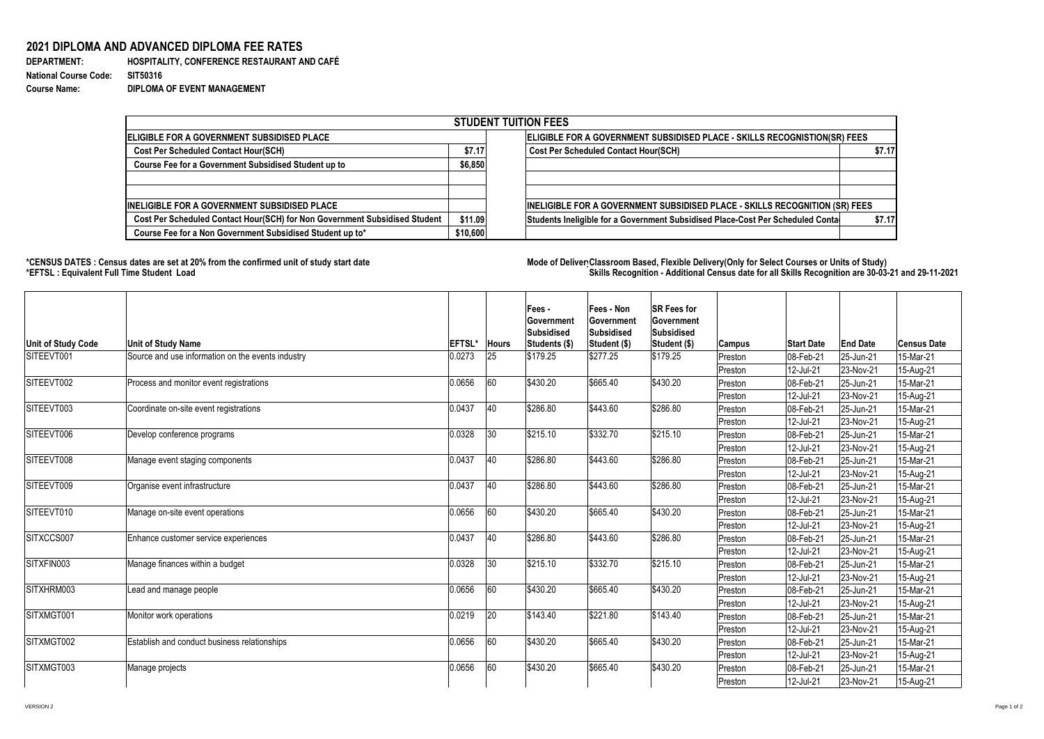# 2021 DIPLOMA AND ADVANCED DIPLOMA FEE RATES

**DEPARTMENT:** HOSPITALITY, CONFERENCE RESTAURANT AND CAFÉ
**National Course Code:** SIT50316
**Course Name:** DIPLOMA OF EVENT MANAGEMENT

| STUDENT TUITION FEES | | | |
|---|---|---|---|
| **ELIGIBLE FOR A GOVERNMENT SUBSIDISED PLACE** | | **ELIGIBLE FOR A GOVERNMENT SUBSIDISED PLACE - SKILLS RECOGNISTION(SR) FEES** | |
| Cost Per Scheduled Contact Hour(SCH) | $7.17 | Cost Per Scheduled Contact Hour(SCH) | $7.17 |
| Course Fee for a Government Subsidised Student up to | $6,850 | | |
| | | | |
| | | | |
| **INELIGIBLE FOR A GOVERNMENT SUBSIDISED PLACE** | | **INELIGIBLE FOR A GOVERNMENT SUBSIDISED PLACE - SKILLS RECOGNITION (SR) FEES** | |
| Cost Per Scheduled Contact Hour(SCH) for Non Government Subsidised Student | $11.09 | Students Ineligible for a Government Subsidised Place-Cost Per Scheduled Conta | $7.17 |
| Course Fee for a Non Government Subsidised Student up to* | $10,600 | | |

**\*CENSUS DATES : Census dates are set at 20% from the confirmed unit of study start date**
**\*EFTSL : Equivalent Full Time Student Load**

**Mode of Deliver Classroom Based, Flexible Delivery(Only for Select Courses or Units of Study)**
**Skills Recognition - Additional Census date for all Skills Recognition are 30-03-21 and 29-11-2021**

| Unit of Study Code | Unit of Study Name | EFTSL* | Hours | Fees - Government Subsidised Students ($) | Fees - Non Government Subsidised Student ($) | SR Fees for Government Subsidised Student ($) | Campus | Start Date | End Date | Census Date |
|---|---|---|---|---|---|---|---|---|---|---|
| SITEEVT001 | Source and use information on the events industry | 0.0273 | 25 | $179.25 | $277.25 | $179.25 | Preston | 08-Feb-21 | 25-Jun-21 | 15-Mar-21 |
| | | | | | | | Preston | 12-Jul-21 | 23-Nov-21 | 15-Aug-21 |
| SITEEVT002 | Process and monitor event registrations | 0.0656 | 60 | $430.20 | $665.40 | $430.20 | Preston | 08-Feb-21 | 25-Jun-21 | 15-Mar-21 |
| | | | | | | | Preston | 12-Jul-21 | 23-Nov-21 | 15-Aug-21 |
| SITEEVT003 | Coordinate on-site event registrations | 0.0437 | 40 | $286.80 | $443.60 | $286.80 | Preston | 08-Feb-21 | 25-Jun-21 | 15-Mar-21 |
| | | | | | | | Preston | 12-Jul-21 | 23-Nov-21 | 15-Aug-21 |
| SITEEVT006 | Develop conference programs | 0.0328 | 30 | $215.10 | $332.70 | $215.10 | Preston | 08-Feb-21 | 25-Jun-21 | 15-Mar-21 |
| | | | | | | | Preston | 12-Jul-21 | 23-Nov-21 | 15-Aug-21 |
| SITEEVT008 | Manage event staging components | 0.0437 | 40 | $286.80 | $443.60 | $286.80 | Preston | 08-Feb-21 | 25-Jun-21 | 15-Mar-21 |
| | | | | | | | Preston | 12-Jul-21 | 23-Nov-21 | 15-Aug-21 |
| SITEEVT009 | Organise event infrastructure | 0.0437 | 40 | $286.80 | $443.60 | $286.80 | Preston | 08-Feb-21 | 25-Jun-21 | 15-Mar-21 |
| | | | | | | | Preston | 12-Jul-21 | 23-Nov-21 | 15-Aug-21 |
| SITEEVT010 | Manage on-site event operations | 0.0656 | 60 | $430.20 | $665.40 | $430.20 | Preston | 08-Feb-21 | 25-Jun-21 | 15-Mar-21 |
| | | | | | | | Preston | 12-Jul-21 | 23-Nov-21 | 15-Aug-21 |
| SITXCCS007 | Enhance customer service experiences | 0.0437 | 40 | $286.80 | $443.60 | $286.80 | Preston | 08-Feb-21 | 25-Jun-21 | 15-Mar-21 |
| | | | | | | | Preston | 12-Jul-21 | 23-Nov-21 | 15-Aug-21 |
| SITXFIN003 | Manage finances within a budget | 0.0328 | 30 | $215.10 | $332.70 | $215.10 | Preston | 08-Feb-21 | 25-Jun-21 | 15-Mar-21 |
| | | | | | | | Preston | 12-Jul-21 | 23-Nov-21 | 15-Aug-21 |
| SITXHRM003 | Lead and manage people | 0.0656 | 60 | $430.20 | $665.40 | $430.20 | Preston | 08-Feb-21 | 25-Jun-21 | 15-Mar-21 |
| | | | | | | | Preston | 12-Jul-21 | 23-Nov-21 | 15-Aug-21 |
| SITXMGT001 | Monitor work operations | 0.0219 | 20 | $143.40 | $221.80 | $143.40 | Preston | 08-Feb-21 | 25-Jun-21 | 15-Mar-21 |
| | | | | | | | Preston | 12-Jul-21 | 23-Nov-21 | 15-Aug-21 |
| SITXMGT002 | Establish and conduct business relationships | 0.0656 | 60 | $430.20 | $665.40 | $430.20 | Preston | 08-Feb-21 | 25-Jun-21 | 15-Mar-21 |
| | | | | | | | Preston | 12-Jul-21 | 23-Nov-21 | 15-Aug-21 |
| SITXMGT003 | Manage projects | 0.0656 | 60 | $430.20 | $665.40 | $430.20 | Preston | 08-Feb-21 | 25-Jun-21 | 15-Mar-21 |
| | | | | | | | Preston | 12-Jul-21 | 23-Nov-21 | 15-Aug-21 |

VERSION 2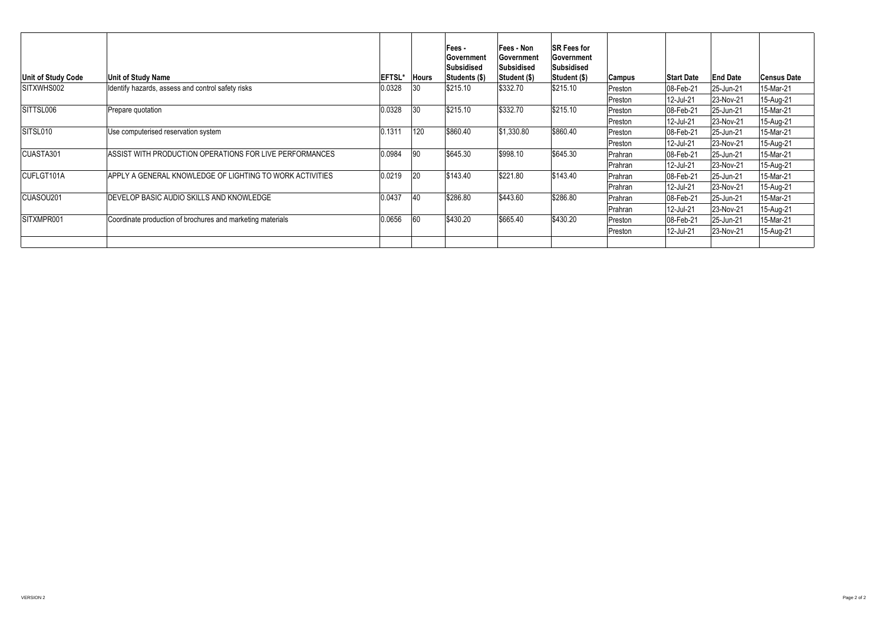| Unit of Study Code | Unit of Study Name | EFTSL* | Hours | Fees - Government Subsidised Students ($) | Fees - Non Government Subsidised Student ($) | SR Fees for Government Subsidised Student ($) | Campus | Start Date | End Date | Census Date |
|---|---|---|---|---|---|---|---|---|---|---|
| SITXWHS002 | Identify hazards, assess and control safety risks | 0.0328 | 30 | $215.10 | $332.70 | $215.10 | Preston | 08-Feb-21 | 25-Jun-21 | 15-Mar-21 |
| | | | | | | | Preston | 12-Jul-21 | 23-Nov-21 | 15-Aug-21 |
| SITTSL006 | Prepare quotation | 0.0328 | 30 | $215.10 | $332.70 | $215.10 | Preston | 08-Feb-21 | 25-Jun-21 | 15-Mar-21 |
| | | | | | | | Preston | 12-Jul-21 | 23-Nov-21 | 15-Aug-21 |
| SITSL010 | Use computerised reservation system | 0.1311 | 120 | $860.40 | $1,330.80 | $860.40 | Preston | 08-Feb-21 | 25-Jun-21 | 15-Mar-21 |
| | | | | | | | Preston | 12-Jul-21 | 23-Nov-21 | 15-Aug-21 |
| CUASTA301 | ASSIST WITH PRODUCTION OPERATIONS FOR LIVE PERFORMANCES | 0.0984 | 90 | $645.30 | $998.10 | $645.30 | Prahran | 08-Feb-21 | 25-Jun-21 | 15-Mar-21 |
| | | | | | | | Prahran | 12-Jul-21 | 23-Nov-21 | 15-Aug-21 |
| CUFLGT101A | APPLY A GENERAL KNOWLEDGE OF LIGHTING TO WORK ACTIVITIES | 0.0219 | 20 | $143.40 | $221.80 | $143.40 | Prahran | 08-Feb-21 | 25-Jun-21 | 15-Mar-21 |
| | | | | | | | Prahran | 12-Jul-21 | 23-Nov-21 | 15-Aug-21 |
| CUASOU201 | DEVELOP BASIC AUDIO SKILLS AND KNOWLEDGE | 0.0437 | 40 | $286.80 | $443.60 | $286.80 | Prahran | 08-Feb-21 | 25-Jun-21 | 15-Mar-21 |
| | | | | | | | Prahran | 12-Jul-21 | 23-Nov-21 | 15-Aug-21 |
| SITXMPR001 | Coordinate production of brochures and marketing materials | 0.0656 | 60 | $430.20 | $665.40 | $430.20 | Preston | 08-Feb-21 | 25-Jun-21 | 15-Mar-21 |
| | | | | | | | Preston | 12-Jul-21 | 23-Nov-21 | 15-Aug-21 |
| | | | | | | | | | | |

VERSION 2